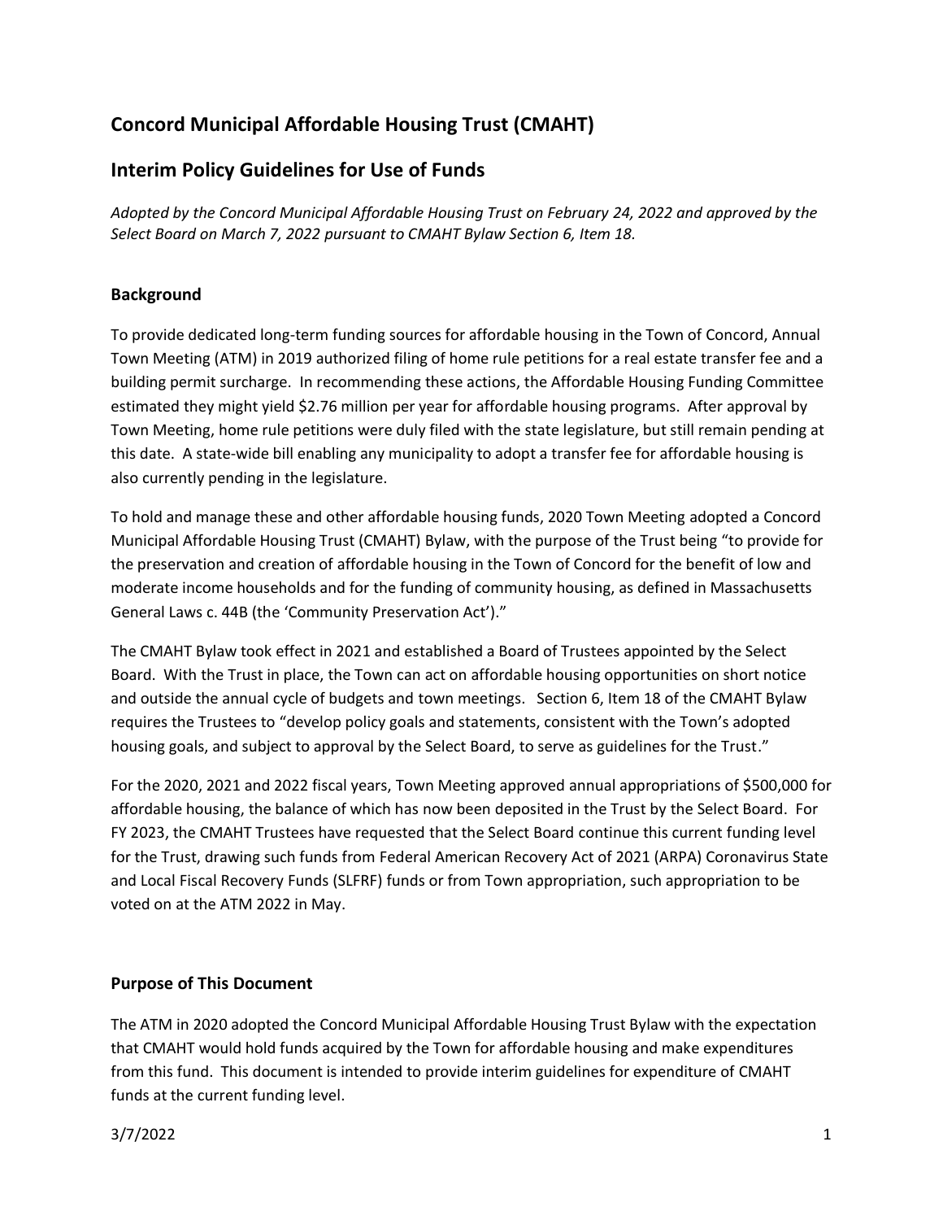## Concord Municipal Affordable Housing Trust (CMAHT)

## Interim Policy Guidelines for Use of Funds

*Adopted by the Concord Municipal Affordable Housing Trust on February 24, 2022 and approved by the Select Board on March 7, 2022 pursuant to CMAHT Bylaw Section 6, Item 18.*

### Background

To provide dedicated long-term funding sources for affordable housing in the Town of Concord, Annual Town Meeting (ATM) in 2019 authorized filing of home rule petitions for a real estate transfer fee and a building permit surcharge. In recommending these actions, the Affordable Housing Funding Committee estimated they might yield $2.76 million per year for affordable housing programs. After approval by Town Meeting, home rule petitions were duly filed with the state legislature, but still remain pending at this date. A state-wide bill enabling any municipality to adopt a transfer fee for affordable housing is also currently pending in the legislature.

To hold and manage these and other affordable housing funds, 2020 Town Meeting adopted a Concord Municipal Affordable Housing Trust (CMAHT) Bylaw, with the purpose of the Trust being "to provide for the preservation and creation of affordable housing in the Town of Concord for the benefit of low and moderate income households and for the funding of community housing, as defined in Massachusetts General Laws c. 44B (the 'Community Preservation Act')."

The CMAHT Bylaw took effect in 2021 and established a Board of Trustees appointed by the Select Board. With the Trust in place, the Town can act on affordable housing opportunities on short notice and outside the annual cycle of budgets and town meetings. Section 6, Item 18 of the CMAHT Bylaw requires the Trustees to "develop policy goals and statements, consistent with the Town's adopted housing goals, and subject to approval by the Select Board, to serve as guidelines for the Trust."

For the 2020, 2021 and 2022 fiscal years, Town Meeting approved annual appropriations of $500,000 for affordable housing, the balance of which has now been deposited in the Trust by the Select Board. For FY 2023, the CMAHT Trustees have requested that the Select Board continue this current funding level for the Trust, drawing such funds from Federal American Recovery Act of 2021 (ARPA) Coronavirus State and Local Fiscal Recovery Funds (SLFRF) funds or from Town appropriation, such appropriation to be voted on at the ATM 2022 in May.

### Purpose of This Document

The ATM in 2020 adopted the Concord Municipal Affordable Housing Trust Bylaw with the expectation that CMAHT would hold funds acquired by the Town for affordable housing and make expenditures from this fund. This document is intended to provide interim guidelines for expenditure of CMAHT funds at the current funding level.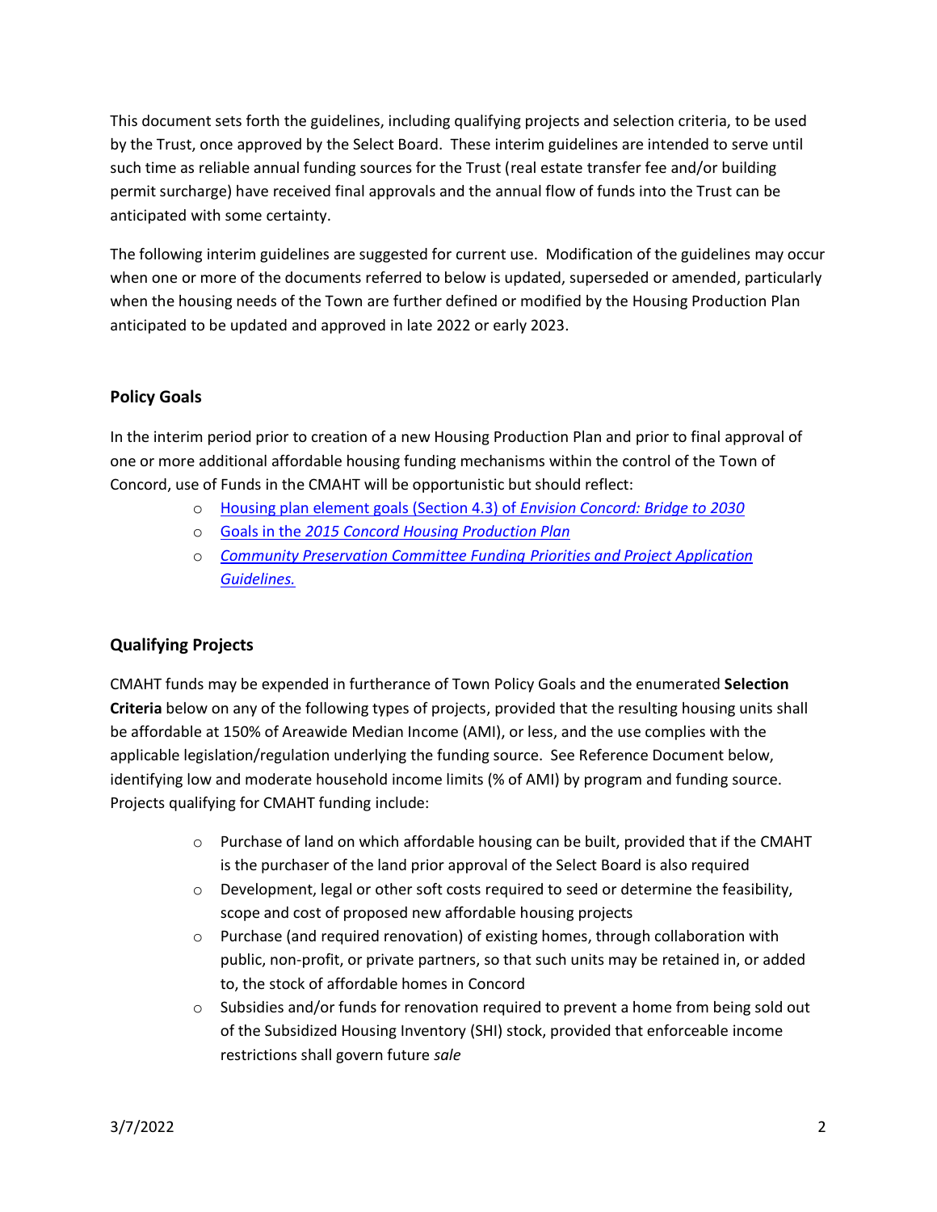This document sets forth the guidelines, including qualifying projects and selection criteria, to be used by the Trust, once approved by the Select Board. These interim guidelines are intended to serve until such time as reliable annual funding sources for the Trust (real estate transfer fee and/or building permit surcharge) have received final approvals and the annual flow of funds into the Trust can be anticipated with some certainty.

The following interim guidelines are suggested for current use. Modification of the guidelines may occur when one or more of the documents referred to below is updated, superseded or amended, particularly when the housing needs of the Town are further defined or modified by the Housing Production Plan anticipated to be updated and approved in late 2022 or early 2023.

## Policy Goals

In the interim period prior to creation of a new Housing Production Plan and prior to final approval of one or more additional affordable housing funding mechanisms within the control of the Town of Concord, use of Funds in the CMAHT will be opportunistic but should reflect:

- Housing plan element goals (Section 4.3) of *Envision Concord: Bridge to 2030*
- Goals in the *2015 Concord Housing Production Plan*
- *Community Preservation Committee Funding Priorities and Project Application Guidelines.*

## Qualifying Projects

CMAHT funds may be expended in furtherance of Town Policy Goals and the enumerated **Selection Criteria** below on any of the following types of projects, provided that the resulting housing units shall be affordable at 150% of Areawide Median Income (AMI), or less, and the use complies with the applicable legislation/regulation underlying the funding source. See Reference Document below, identifying low and moderate household income limits (% of AMI) by program and funding source. Projects qualifying for CMAHT funding include:

- Purchase of land on which affordable housing can be built, provided that if the CMAHT is the purchaser of the land prior approval of the Select Board is also required
- Development, legal or other soft costs required to seed or determine the feasibility, scope and cost of proposed new affordable housing projects
- Purchase (and required renovation) of existing homes, through collaboration with public, non-profit, or private partners, so that such units may be retained in, or added to, the stock of affordable homes in Concord
- Subsidies and/or funds for renovation required to prevent a home from being sold out of the Subsidized Housing Inventory (SHI) stock, provided that enforceable income restrictions shall govern future *sale*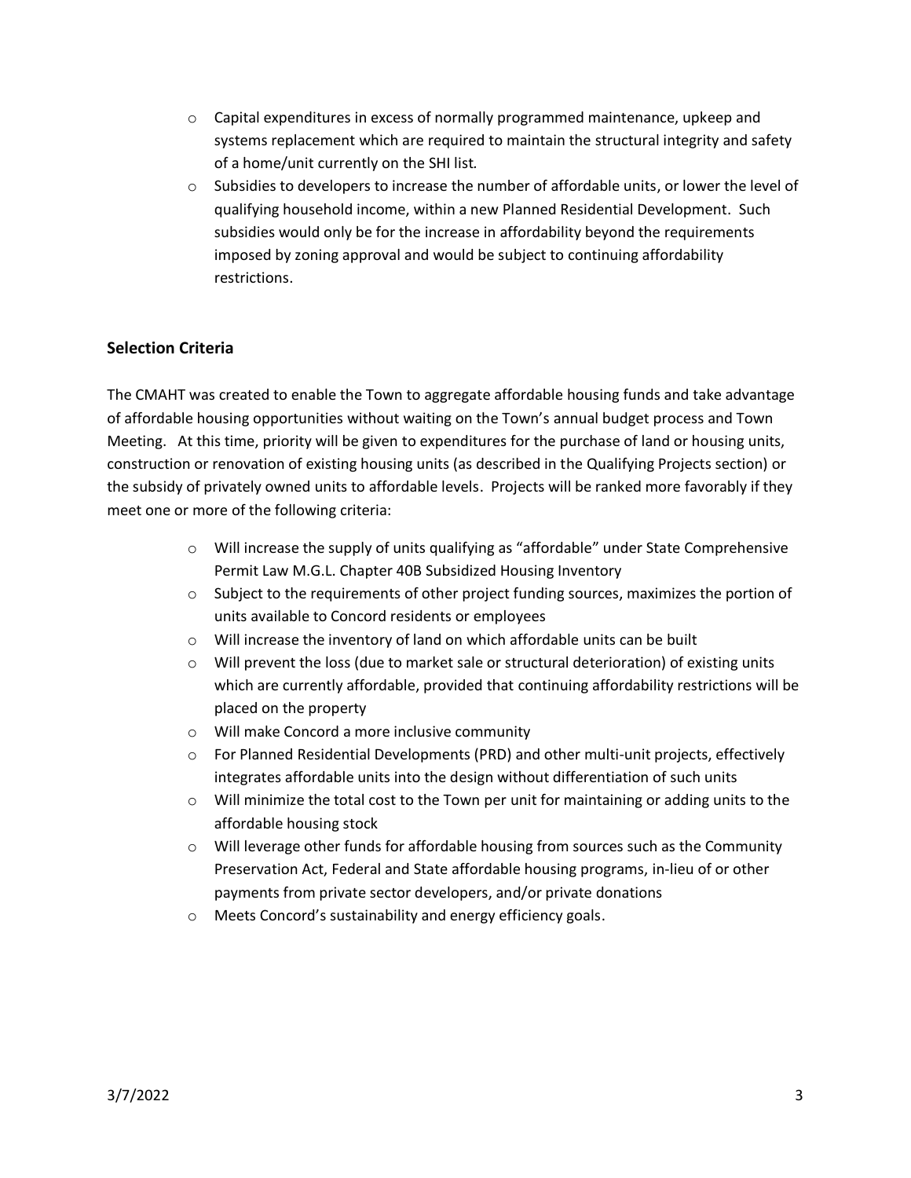- Capital expenditures in excess of normally programmed maintenance, upkeep and systems replacement which are required to maintain the structural integrity and safety of a home/unit currently on the SHI list.
- Subsidies to developers to increase the number of affordable units, or lower the level of qualifying household income, within a new Planned Residential Development. Such subsidies would only be for the increase in affordability beyond the requirements imposed by zoning approval and would be subject to continuing affordability restrictions.

## Selection Criteria

The CMAHT was created to enable the Town to aggregate affordable housing funds and take advantage of affordable housing opportunities without waiting on the Town's annual budget process and Town Meeting. At this time, priority will be given to expenditures for the purchase of land or housing units, construction or renovation of existing housing units (as described in the Qualifying Projects section) or the subsidy of privately owned units to affordable levels. Projects will be ranked more favorably if they meet one or more of the following criteria:

- Will increase the supply of units qualifying as "affordable" under State Comprehensive Permit Law M.G.L. Chapter 40B Subsidized Housing Inventory
- Subject to the requirements of other project funding sources, maximizes the portion of units available to Concord residents or employees
- Will increase the inventory of land on which affordable units can be built
- Will prevent the loss (due to market sale or structural deterioration) of existing units which are currently affordable, provided that continuing affordability restrictions will be placed on the property
- Will make Concord a more inclusive community
- For Planned Residential Developments (PRD) and other multi-unit projects, effectively integrates affordable units into the design without differentiation of such units
- Will minimize the total cost to the Town per unit for maintaining or adding units to the affordable housing stock
- Will leverage other funds for affordable housing from sources such as the Community Preservation Act, Federal and State affordable housing programs, in-lieu of or other payments from private sector developers, and/or private donations
- Meets Concord's sustainability and energy efficiency goals.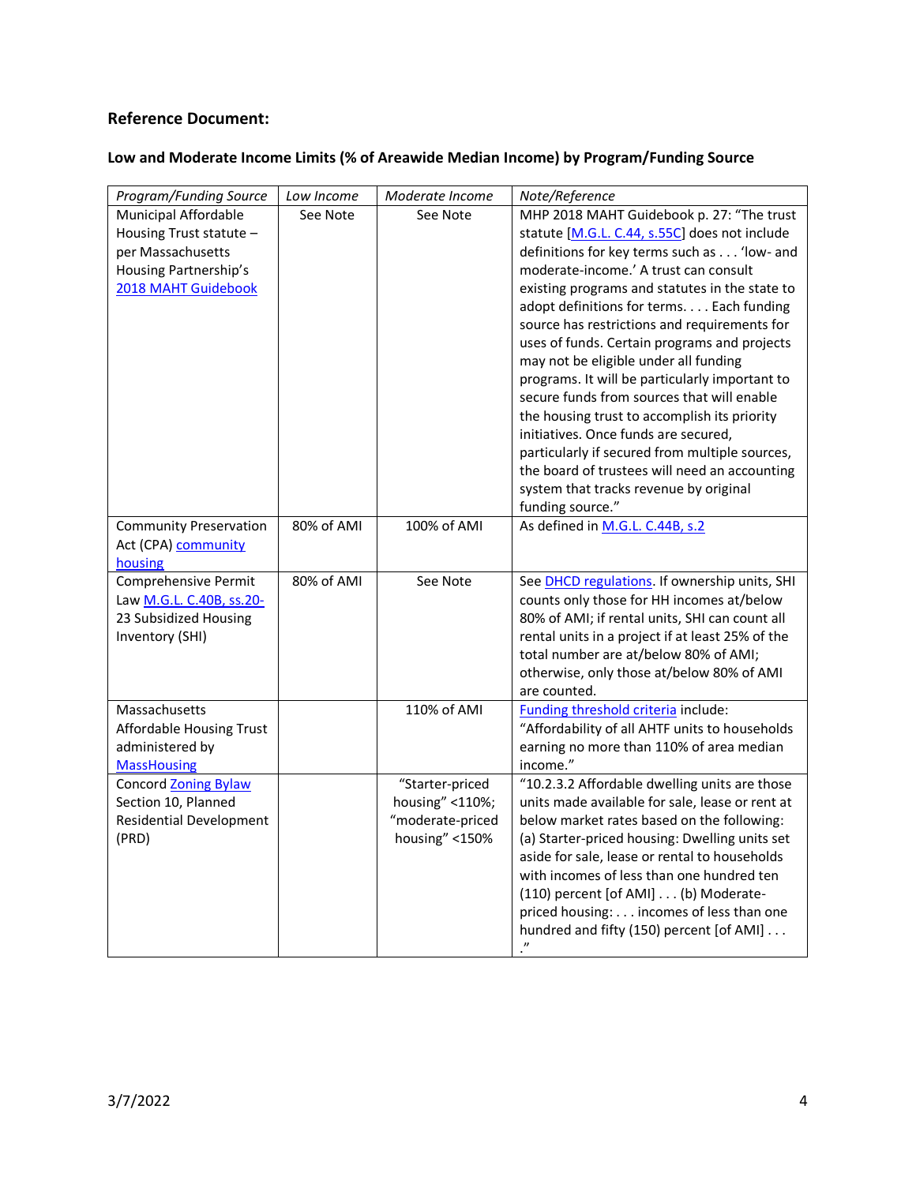**Reference Document:**

**Low and Moderate Income Limits (% of Areawide Median Income) by Program/Funding Source**

| *Program/Funding Source* | *Low Income* | *Moderate Income* | *Note/Reference* |
|---|---|---|---|
| Municipal Affordable Housing Trust statute – per Massachusetts Housing Partnership's 2018 MAHT Guidebook | See Note | See Note | MHP 2018 MAHT Guidebook p. 27: "The trust statute [M.G.L. C.44, s.55C] does not include definitions for key terms such as . . . 'low- and moderate-income.' A trust can consult existing programs and statutes in the state to adopt definitions for terms. . . . Each funding source has restrictions and requirements for uses of funds. Certain programs and projects may not be eligible under all funding programs. It will be particularly important to secure funds from sources that will enable the housing trust to accomplish its priority initiatives. Once funds are secured, particularly if secured from multiple sources, the board of trustees will need an accounting system that tracks revenue by original funding source." |
| Community Preservation Act (CPA) community housing | 80% of AMI | 100% of AMI | As defined in M.G.L. C.44B, s.2 |
| Comprehensive Permit Law M.G.L. C.40B, ss.20-23 Subsidized Housing Inventory (SHI) | 80% of AMI | See Note | See DHCD regulations. If ownership units, SHI counts only those for HH incomes at/below 80% of AMI; if rental units, SHI can count all rental units in a project if at least 25% of the total number are at/below 80% of AMI; otherwise, only those at/below 80% of AMI are counted. |
| Massachusetts Affordable Housing Trust administered by MassHousing | | 110% of AMI | Funding threshold criteria include: "Affordability of all AHTF units to households earning no more than 110% of area median income." |
| Concord Zoning Bylaw Section 10, Planned Residential Development (PRD) | | "Starter-priced housing" <110%; "moderate-priced housing" <150% | "10.2.3.2 Affordable dwelling units are those units made available for sale, lease or rent at below market rates based on the following: (a) Starter-priced housing: Dwelling units set aside for sale, lease or rental to households with incomes of less than one hundred ten (110) percent [of AMI] . . . (b) Moderate-priced housing: . . . incomes of less than one hundred and fifty (150) percent [of AMI] . . . ." |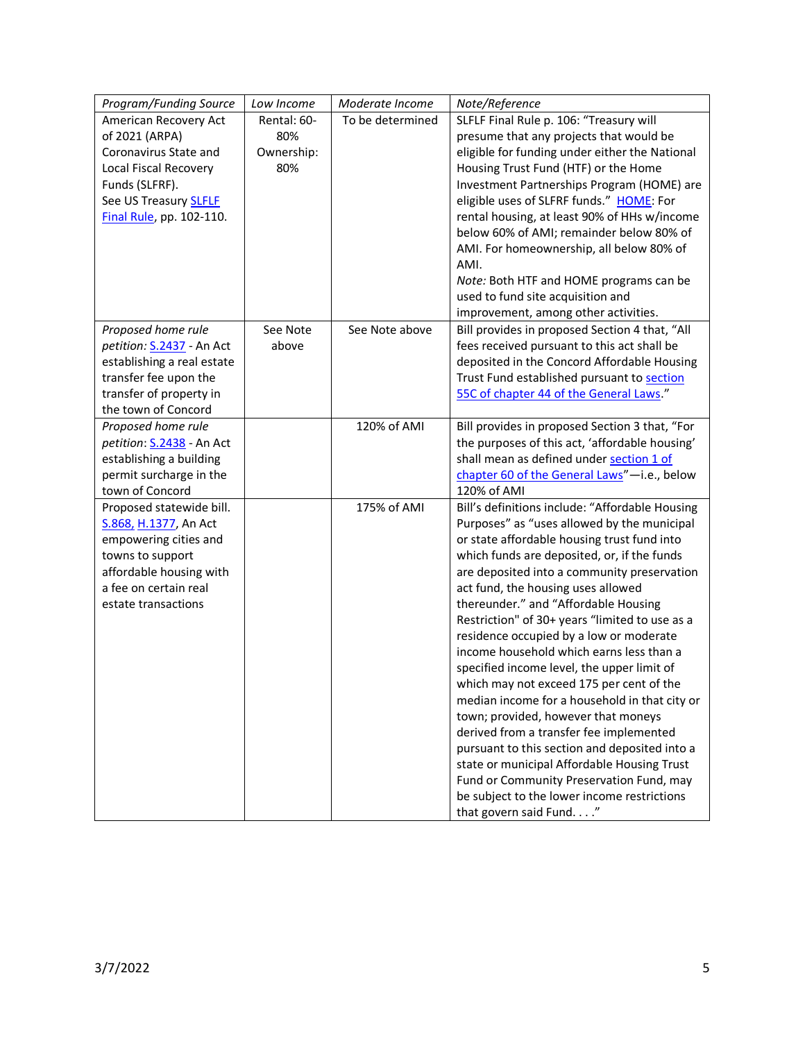| *Program/Funding Source* | *Low Income* | *Moderate Income* | *Note/Reference* |
|---|---|---|---|
| American Recovery Act of 2021 (ARPA) Coronavirus State and Local Fiscal Recovery Funds (SLFRF). See US Treasury SLFLF Final Rule, pp. 102-110. | Rental: 60-80% Ownership: 80% | To be determined | SLFLF Final Rule p. 106: "Treasury will presume that any projects that would be eligible for funding under either the National Housing Trust Fund (HTF) or the Home Investment Partnerships Program (HOME) are eligible uses of SLFRF funds." HOME: For rental housing, at least 90% of HHs w/income below 60% of AMI; remainder below 80% of AMI. For homeownership, all below 80% of AMI. *Note:* Both HTF and HOME programs can be used to fund site acquisition and improvement, among other activities. |
| *Proposed home rule petition:* S.2437 - An Act establishing a real estate transfer fee upon the transfer of property in the town of Concord | See Note above | See Note above | Bill provides in proposed Section 4 that, "All fees received pursuant to this act shall be deposited in the Concord Affordable Housing Trust Fund established pursuant to section 55C of chapter 44 of the General Laws." |
| *Proposed home rule petition*: S.2438 - An Act establishing a building permit surcharge in the town of Concord | | 120% of AMI | Bill provides in proposed Section 3 that, "For the purposes of this act, 'affordable housing' shall mean as defined under section 1 of chapter 60 of the General Laws"—i.e., below 120% of AMI |
| Proposed statewide bill. S.868, H.1377, An Act empowering cities and towns to support affordable housing with a fee on certain real estate transactions | | 175% of AMI | Bill's definitions include: "Affordable Housing Purposes" as "uses allowed by the municipal or state affordable housing trust fund into which funds are deposited, or, if the funds are deposited into a community preservation act fund, the housing uses allowed thereunder." and "Affordable Housing Restriction" of 30+ years "limited to use as a residence occupied by a low or moderate income household which earns less than a specified income level, the upper limit of which may not exceed 175 per cent of the median income for a household in that city or town; provided, however that moneys derived from a transfer fee implemented pursuant to this section and deposited into a state or municipal Affordable Housing Trust Fund or Community Preservation Fund, may be subject to the lower income restrictions that govern said Fund. . . ." |

3/7/2022